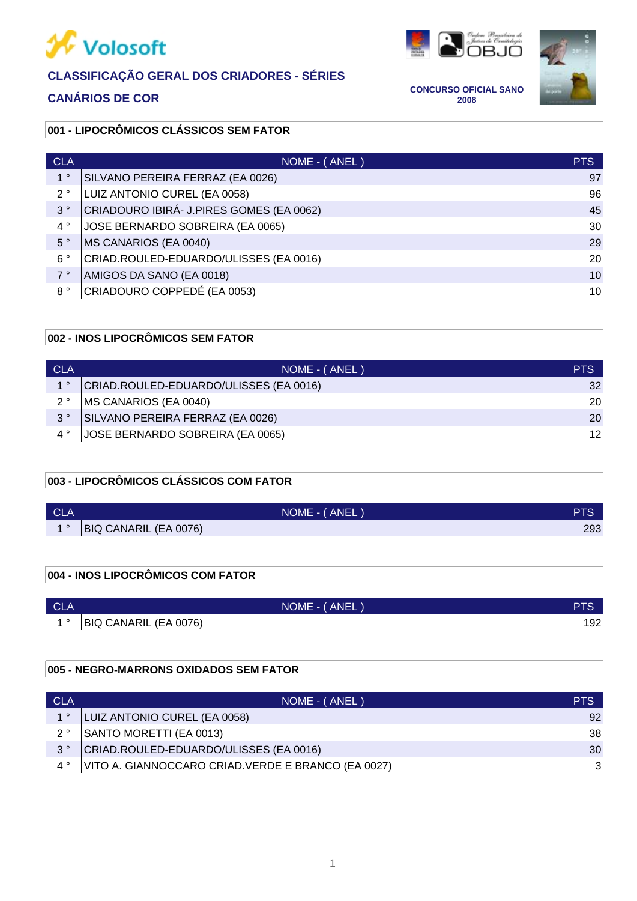Volosoft

**CLASSIFICAÇÃO GERAL DOS CRIADORES - SÉRIES**

**CANÁRIOS DE COR**

**CONCURSO OFICIAL SANO 2008**

### 001 - LIPOCRÔMICOS CLÁSSICOS SEM FATOR

| CLA | NOME - ( ANEL ) | PTS |
|---|---|---|
| 1 ° | SILVANO PEREIRA FERRAZ (EA 0026) | 97 |
| 2 ° | LUIZ ANTONIO CUREL (EA 0058) | 96 |
| 3 ° | CRIADOURO IBIRÁ- J.PIRES GOMES (EA 0062) | 45 |
| 4 ° | JOSE BERNARDO SOBREIRA (EA 0065) | 30 |
| 5 ° | MS CANARIOS (EA 0040) | 29 |
| 6 ° | CRIAD.ROULED-EDUARDO/ULISSES (EA 0016) | 20 |
| 7 ° | AMIGOS DA SANO (EA 0018) | 10 |
| 8 ° | CRIADOURO COPPEDÉ (EA 0053) | 10 |

### 002 - INOS LIPOCRÔMICOS SEM FATOR

| CLA | NOME - ( ANEL ) | PTS |
|---|---|---|
| 1 ° | CRIAD.ROULED-EDUARDO/ULISSES (EA 0016) | 32 |
| 2 ° | MS CANARIOS (EA 0040) | 20 |
| 3 ° | SILVANO PEREIRA FERRAZ (EA 0026) | 20 |
| 4 ° | JOSE BERNARDO SOBREIRA (EA 0065) | 12 |

### 003 - LIPOCRÔMICOS CLÁSSICOS COM FATOR

| CLA | NOME - ( ANEL ) | PTS |
|---|---|---|
| 1 ° | BIQ CANARIL (EA 0076) | 293 |

### 004 - INOS LIPOCRÔMICOS COM FATOR

| CLA | NOME - ( ANEL ) | PTS |
|---|---|---|
| 1 ° | BIQ CANARIL (EA 0076) | 192 |

### 005 - NEGRO-MARRONS OXIDADOS SEM FATOR

| CLA | NOME - ( ANEL ) | PTS |
|---|---|---|
| 1 ° | LUIZ ANTONIO CUREL (EA 0058) | 92 |
| 2 ° | SANTO MORETTI (EA 0013) | 38 |
| 3 ° | CRIAD.ROULED-EDUARDO/ULISSES (EA 0016) | 30 |
| 4 ° | VITO A. GIANNOCCARO CRIAD.VERDE E BRANCO (EA 0027) | 3 |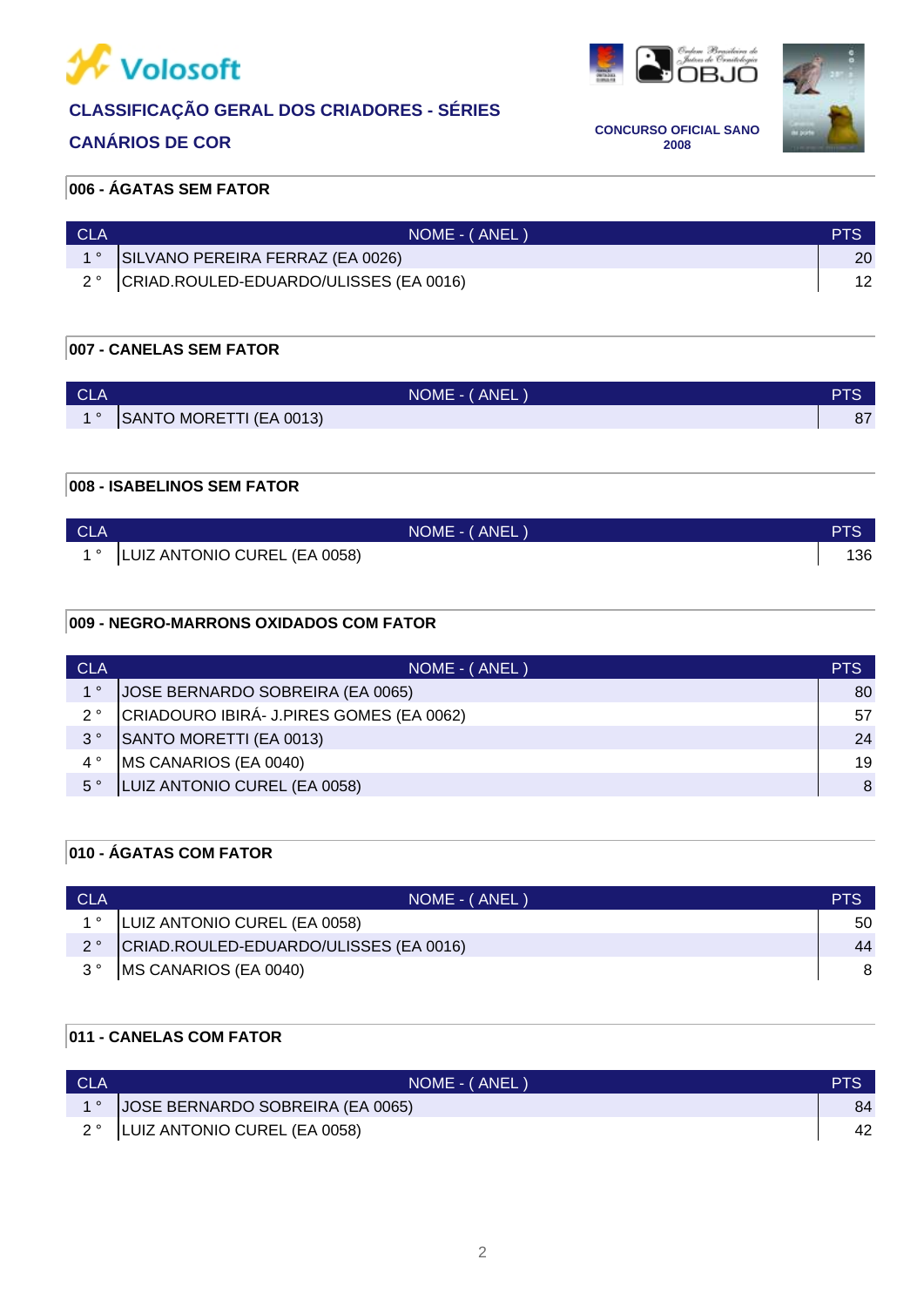Volosoft

## CLASSIFICAÇÃO GERAL DOS CRIADORES - SÉRIES

## CANÁRIOS DE COR

**CONCURSO OFICIAL SANO 2008**

### 006 - ÁGATAS SEM FATOR

| CLA | NOME - ( ANEL ) | PTS |
|---|---|---|
| 1 ° | SILVANO PEREIRA FERRAZ (EA 0026) | 20 |
| 2 ° | CRIAD.ROULED-EDUARDO/ULISSES (EA 0016) | 12 |

### 007 - CANELAS SEM FATOR

| CLA | NOME - ( ANEL ) | PTS |
|---|---|---|
| 1 ° | SANTO MORETTI (EA 0013) | 87 |

### 008 - ISABELINOS SEM FATOR

| CLA | NOME - ( ANEL ) | PTS |
|---|---|---|
| 1 ° | LUIZ ANTONIO CUREL (EA 0058) | 136 |

### 009 - NEGRO-MARRONS OXIDADOS COM FATOR

| CLA | NOME - ( ANEL ) | PTS |
|---|---|---|
| 1 ° | JOSE BERNARDO SOBREIRA (EA 0065) | 80 |
| 2 ° | CRIADOURO IBIRÁ- J.PIRES GOMES (EA 0062) | 57 |
| 3 ° | SANTO MORETTI (EA 0013) | 24 |
| 4 ° | MS CANARIOS (EA 0040) | 19 |
| 5 ° | LUIZ ANTONIO CUREL (EA 0058) | 8 |

### 010 - ÁGATAS COM FATOR

| CLA | NOME - ( ANEL ) | PTS |
|---|---|---|
| 1 ° | LUIZ ANTONIO CUREL (EA 0058) | 50 |
| 2 ° | CRIAD.ROULED-EDUARDO/ULISSES (EA 0016) | 44 |
| 3 ° | MS CANARIOS (EA 0040) | 8 |

### 011 - CANELAS COM FATOR

| CLA | NOME - ( ANEL ) | PTS |
|---|---|---|
| 1 ° | JOSE BERNARDO SOBREIRA (EA 0065) | 84 |
| 2 ° | LUIZ ANTONIO CUREL (EA 0058) | 42 |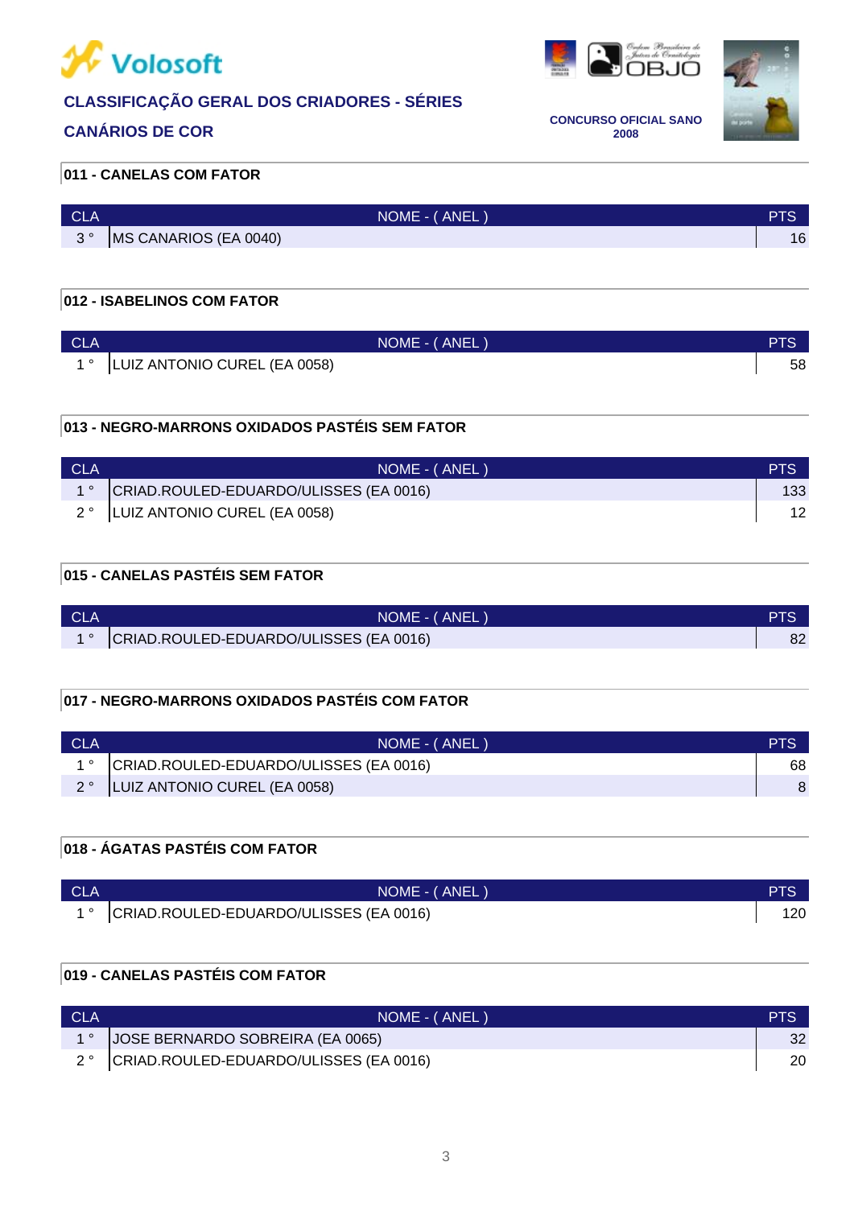# CLASSIFICAÇÃO GERAL DOS CRIADORES - SÉRIES

## CANÁRIOS DE COR

CONCURSO OFICIAL SANO 2008

### 011 - CANELAS COM FATOR

| CLA | NOME - ( ANEL ) | PTS |
|---|---|---|
| 3 ° | MS CANARIOS (EA 0040) | 16 |

### 012 - ISABELINOS COM FATOR

| CLA | NOME - ( ANEL ) | PTS |
|---|---|---|
| 1 ° | LUIZ ANTONIO CUREL (EA 0058) | 58 |

### 013 - NEGRO-MARRONS OXIDADOS PASTÉIS SEM FATOR

| CLA | NOME - ( ANEL ) | PTS |
|---|---|---|
| 1 ° | CRIAD.ROULED-EDUARDO/ULISSES (EA 0016) | 133 |
| 2 ° | LUIZ ANTONIO CUREL (EA 0058) | 12 |

### 015 - CANELAS PASTÉIS SEM FATOR

| CLA | NOME - ( ANEL ) | PTS |
|---|---|---|
| 1 ° | CRIAD.ROULED-EDUARDO/ULISSES (EA 0016) | 82 |

### 017 - NEGRO-MARRONS OXIDADOS PASTÉIS COM FATOR

| CLA | NOME - ( ANEL ) | PTS |
|---|---|---|
| 1 ° | CRIAD.ROULED-EDUARDO/ULISSES (EA 0016) | 68 |
| 2 ° | LUIZ ANTONIO CUREL (EA 0058) | 8 |

### 018 - ÁGATAS PASTÉIS COM FATOR

| CLA | NOME - ( ANEL ) | PTS |
|---|---|---|
| 1 ° | CRIAD.ROULED-EDUARDO/ULISSES (EA 0016) | 120 |

### 019 - CANELAS PASTÉIS COM FATOR

| CLA | NOME - ( ANEL ) | PTS |
|---|---|---|
| 1 ° | JOSE BERNARDO SOBREIRA (EA 0065) | 32 |
| 2 ° | CRIAD.ROULED-EDUARDO/ULISSES (EA 0016) | 20 |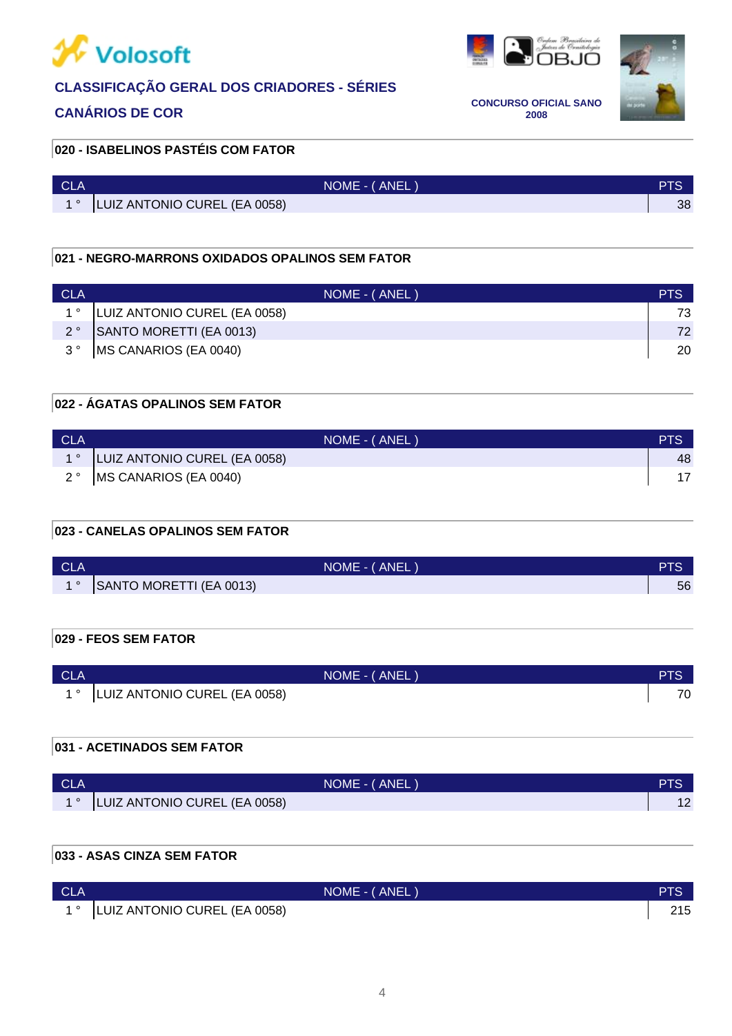Volosoft

**CLASSIFICAÇÃO GERAL DOS CRIADORES - SÉRIES**

**CANÁRIOS DE COR**

**CONCURSO OFICIAL SANO 2008**

### 020 - ISABELINOS PASTÉIS COM FATOR

| CLA | NOME - ( ANEL ) | PTS |
|---|---|---|
| 1 ° | LUIZ ANTONIO CUREL (EA 0058) | 38 |

### 021 - NEGRO-MARRONS OXIDADOS OPALINOS SEM FATOR

| CLA | NOME - ( ANEL ) | PTS |
|---|---|---|
| 1 ° | LUIZ ANTONIO CUREL (EA 0058) | 73 |
| 2 ° | SANTO MORETTI (EA 0013) | 72 |
| 3 ° | MS CANARIOS (EA 0040) | 20 |

### 022 - ÁGATAS OPALINOS SEM FATOR

| CLA | NOME - ( ANEL ) | PTS |
|---|---|---|
| 1 ° | LUIZ ANTONIO CUREL (EA 0058) | 48 |
| 2 ° | MS CANARIOS (EA 0040) | 17 |

### 023 - CANELAS OPALINOS SEM FATOR

| CLA | NOME - ( ANEL ) | PTS |
|---|---|---|
| 1 ° | SANTO MORETTI (EA 0013) | 56 |

### 029 - FEOS SEM FATOR

| CLA | NOME - ( ANEL ) | PTS |
|---|---|---|
| 1 ° | LUIZ ANTONIO CUREL (EA 0058) | 70 |

### 031 - ACETINADOS SEM FATOR

| CLA | NOME - ( ANEL ) | PTS |
|---|---|---|
| 1 ° | LUIZ ANTONIO CUREL (EA 0058) | 12 |

### 033 - ASAS CINZA SEM FATOR

| CLA | NOME - ( ANEL ) | PTS |
|---|---|---|
| 1 ° | LUIZ ANTONIO CUREL (EA 0058) | 215 |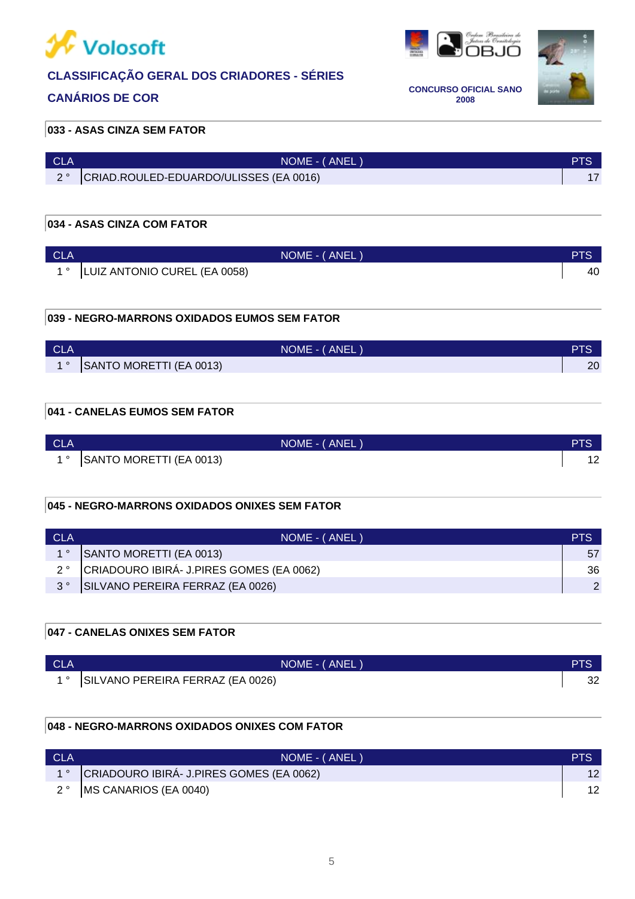Volosoft

**CLASSIFICAÇÃO GERAL DOS CRIADORES - SÉRIES**

**CANÁRIOS DE COR**

**CONCURSO OFICIAL SANO 2008**

### 033 - ASAS CINZA SEM FATOR

| CLA | NOME - ( ANEL ) | PTS |
|---|---|---|
| 2 ° | CRIAD.ROULED-EDUARDO/ULISSES (EA 0016) | 17 |

### 034 - ASAS CINZA COM FATOR

| CLA | NOME - ( ANEL ) | PTS |
|---|---|---|
| 1 ° | LUIZ ANTONIO CUREL (EA 0058) | 40 |

### 039 - NEGRO-MARRONS OXIDADOS EUMOS SEM FATOR

| CLA | NOME - ( ANEL ) | PTS |
|---|---|---|
| 1 ° | SANTO MORETTI (EA 0013) | 20 |

### 041 - CANELAS EUMOS SEM FATOR

| CLA | NOME - ( ANEL ) | PTS |
|---|---|---|
| 1 ° | SANTO MORETTI (EA 0013) | 12 |

### 045 - NEGRO-MARRONS OXIDADOS ONIXES SEM FATOR

| CLA | NOME - ( ANEL ) | PTS |
|---|---|---|
| 1 ° | SANTO MORETTI (EA 0013) | 57 |
| 2 ° | CRIADOURO IBIRÁ- J.PIRES GOMES (EA 0062) | 36 |
| 3 ° | SILVANO PEREIRA FERRAZ (EA 0026) | 2 |

### 047 - CANELAS ONIXES SEM FATOR

| CLA | NOME - ( ANEL ) | PTS |
|---|---|---|
| 1 ° | SILVANO PEREIRA FERRAZ (EA 0026) | 32 |

### 048 - NEGRO-MARRONS OXIDADOS ONIXES COM FATOR

| CLA | NOME - ( ANEL ) | PTS |
|---|---|---|
| 1 ° | CRIADOURO IBIRÁ- J.PIRES GOMES (EA 0062) | 12 |
| 2 ° | MS CANARIOS (EA 0040) | 12 |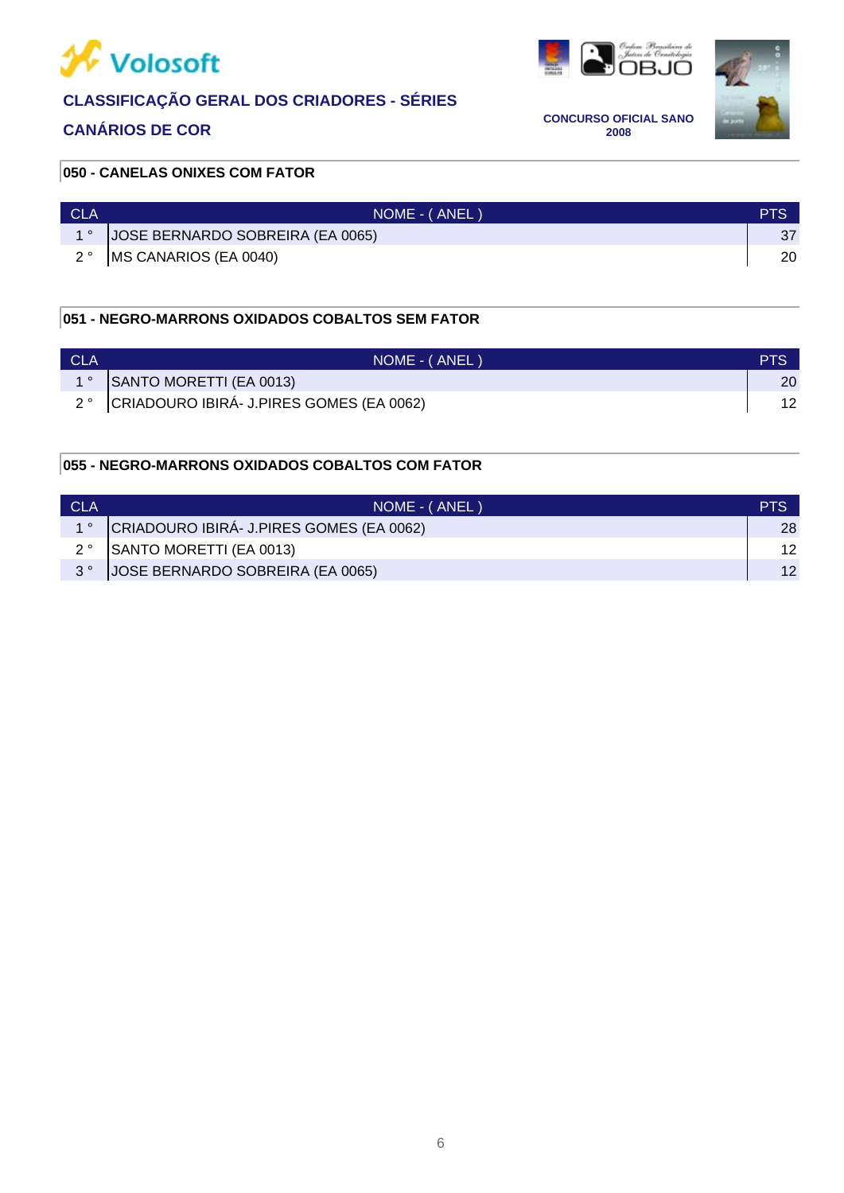Volosoft

**CLASSIFICAÇÃO GERAL DOS CRIADORES - SÉRIES**

**CANÁRIOS DE COR**

**CONCURSO OFICIAL SANO 2008**

### 050 - CANELAS ONIXES COM FATOR

| CLA | NOME - ( ANEL ) | PTS |
|---|---|---|
| 1 ° | JOSE BERNARDO SOBREIRA (EA 0065) | 37 |
| 2 ° | MS CANARIOS (EA 0040) | 20 |

### 051 - NEGRO-MARRONS OXIDADOS COBALTOS SEM FATOR

| CLA | NOME - ( ANEL ) | PTS |
|---|---|---|
| 1 ° | SANTO MORETTI (EA 0013) | 20 |
| 2 ° | CRIADOURO IBIRÁ- J.PIRES GOMES (EA 0062) | 12 |

### 055 - NEGRO-MARRONS OXIDADOS COBALTOS COM FATOR

| CLA | NOME - ( ANEL ) | PTS |
|---|---|---|
| 1 ° | CRIADOURO IBIRÁ- J.PIRES GOMES (EA 0062) | 28 |
| 2 ° | SANTO MORETTI (EA 0013) | 12 |
| 3 ° | JOSE BERNARDO SOBREIRA (EA 0065) | 12 |